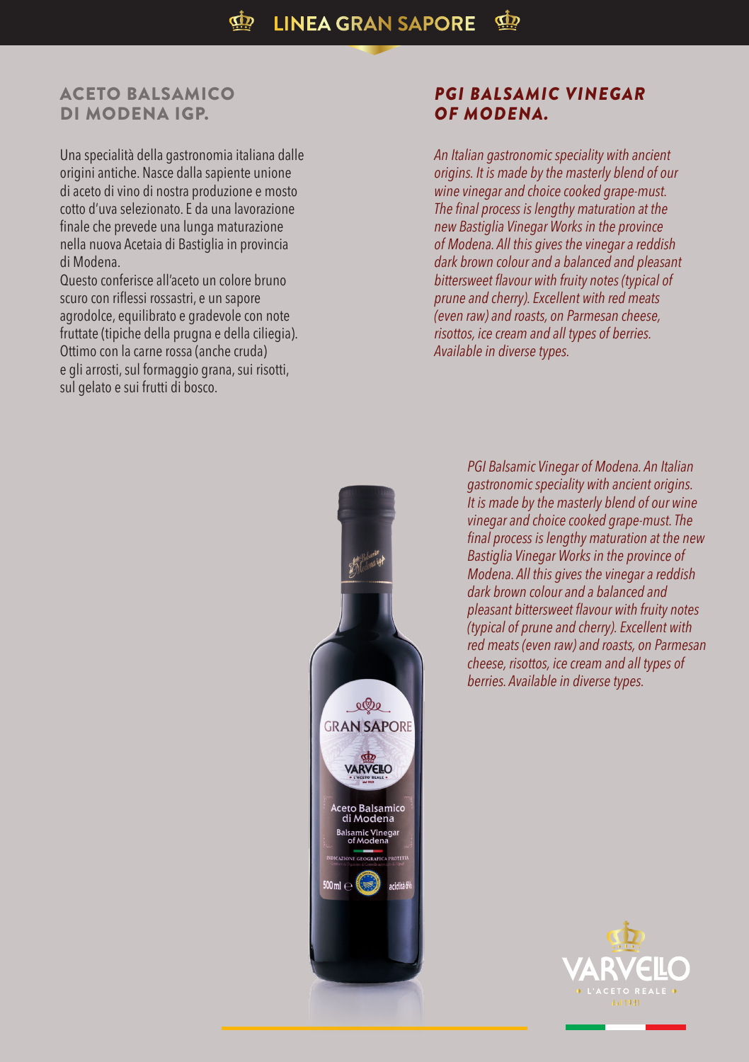# LINEA GRAN SAPORE

## ACETO BALSAMICO DI MODENA IGP.

Una specialità della gastronomia italiana dalle origini antiche. Nasce dalla sapiente unione di aceto di vino di nostra produzione e mosto cotto d'uva selezionato. E da una lavorazione finale che prevede una lunga maturazione nella nuova Acetaia di Bastiglia in provincia di Modena.
Questo conferisce all'aceto un colore bruno scuro con riflessi rossastri, e un sapore agrodolce, equilibrato e gradevole con note fruttate (tipiche della prugna e della ciliegia). Ottimo con la carne rossa (anche cruda) e gli arrosti, sul formaggio grana, sui risotti, sul gelato e sui frutti di bosco.

## *PGI BALSAMIC VINEGAR OF MODENA.*

*An Italian gastronomic speciality with ancient origins. It is made by the masterly blend of our wine vinegar and choice cooked grape-must. The final process is lengthy maturation at the new Bastiglia Vinegar Works in the province of Modena. All this gives the vinegar a reddish dark brown colour and a balanced and pleasant bittersweet flavour with fruity notes (typical of prune and cherry). Excellent with red meats (even raw) and roasts, on Parmesan cheese, risottos, ice cream and all types of berries. Available in diverse types.*

*PGI Balsamic Vinegar of Modena. An Italian gastronomic speciality with ancient origins. It is made by the masterly blend of our wine vinegar and choice cooked grape-must. The final process is lengthy maturation at the new Bastiglia Vinegar Works in the province of Modena. All this gives the vinegar a reddish dark brown colour and a balanced and pleasant bittersweet flavour with fruity notes (typical of prune and cherry). Excellent with red meats (even raw) and roasts, on Parmesan cheese, risottos, ice cream and all types of berries. Available in diverse types.*

VARVELLO
L'ACETO REALE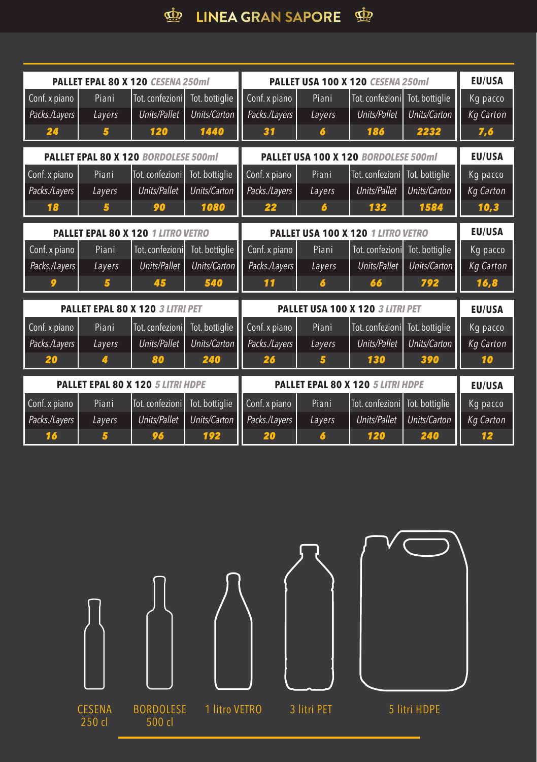# LINEA GRAN SAPORE

| PALLET EPAL 80 X 120 *CESENA 250ml* | | | | PALLET USA 100 X 120 *CESENA 250ml* | | | | EU/USA |
|---|---|---|---|---|---|---|---|---|
| Conf. x piano | Piani | Tot. confezioni | Tot. bottiglie | Conf. x piano | Piani | Tot. confezioni | Tot. bottiglie | Kg pacco |
| *Packs./Layers* | *Layers* | *Units/Pallet* | *Units/Carton* | *Packs./Layers* | *Layers* | *Units/Pallet* | *Units/Carton* | *Kg Carton* |
| **24** | **5** | **120** | **1440** | **31** | **6** | **186** | **2232** | **7,6** |

| PALLET EPAL 80 X 120 *BORDOLESE 500ml* | | | | PALLET USA 100 X 120 *BORDOLESE 500ml* | | | | EU/USA |
|---|---|---|---|---|---|---|---|---|
| Conf. x piano | Piani | Tot. confezioni | Tot. bottiglie | Conf. x piano | Piani | Tot. confezioni | Tot. bottiglie | Kg pacco |
| *Packs./Layers* | *Layers* | *Units/Pallet* | *Units/Carton* | *Packs./Layers* | *Layers* | *Units/Pallet* | *Units/Carton* | *Kg Carton* |
| **18** | **5** | **90** | **1080** | **22** | **6** | **132** | **1584** | **10,3** |

| PALLET EPAL 80 X 120 *1 LITRO VETRO* | | | | PALLET USA 100 X 120 *1 LITRO VETRO* | | | | EU/USA |
|---|---|---|---|---|---|---|---|---|
| Conf. x piano | Piani | Tot. confezioni | Tot. bottiglie | Conf. x piano | Piani | Tot. confezioni | Tot. bottiglie | Kg pacco |
| *Packs./Layers* | *Layers* | *Units/Pallet* | *Units/Carton* | *Packs./Layers* | *Layers* | *Units/Pallet* | *Units/Carton* | *Kg Carton* |
| **9** | **5** | **45** | **540** | **11** | **6** | **66** | **792** | **16,8** |

| PALLET EPAL 80 X 120 *3 LITRI PET* | | | | PALLET USA 100 X 120 *3 LITRI PET* | | | | EU/USA |
|---|---|---|---|---|---|---|---|---|
| Conf. x piano | Piani | Tot. confezioni | Tot. bottiglie | Conf. x piano | Piani | Tot. confezioni | Tot. bottiglie | Kg pacco |
| *Packs./Layers* | *Layers* | *Units/Pallet* | *Units/Carton* | *Packs./Layers* | *Layers* | *Units/Pallet* | *Units/Carton* | *Kg Carton* |
| **20** | **4** | **80** | **240** | **26** | **5** | **130** | **390** | **10** |

| PALLET EPAL 80 X 120 *5 LITRI HDPE* | | | | PALLET EPAL 80 X 120 *5 LITRI HDPE* | | | | EU/USA |
|---|---|---|---|---|---|---|---|---|
| Conf. x piano | Piani | Tot. confezioni | Tot. bottiglie | Conf. x piano | Piani | Tot. confezioni | Tot. bottiglie | Kg pacco |
| *Packs./Layers* | *Layers* | *Units/Pallet* | *Units/Carton* | *Packs./Layers* | *Layers* | *Units/Pallet* | *Units/Carton* | *Kg Carton* |
| **16** | **5** | **96** | **192** | **20** | **6** | **120** | **240** | **12** |

CESENA 250 cl

BORDOLESE 500 cl

1 litro VETRO

3 litri PET

5 litri HDPE